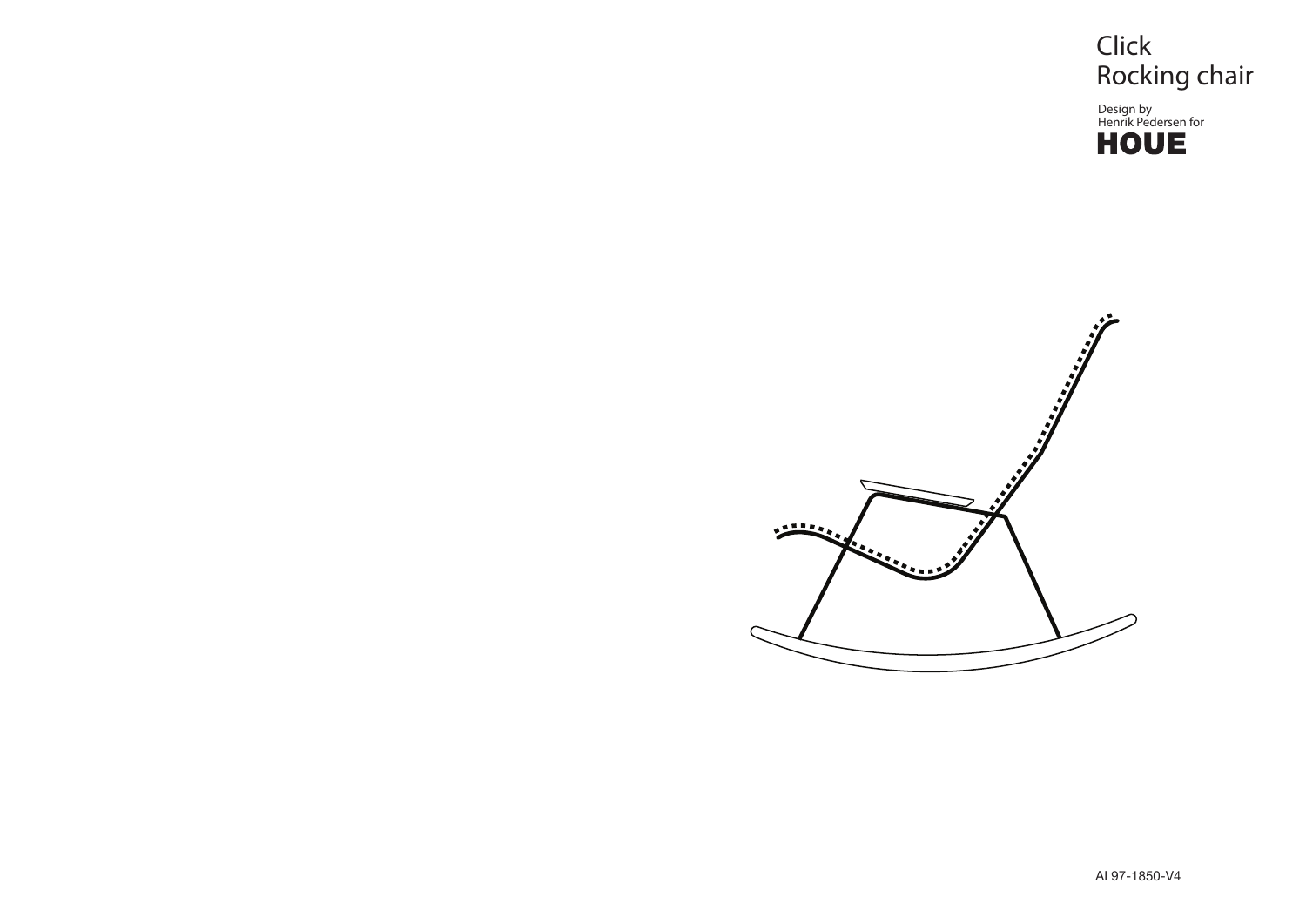# Click
# Rocking chair

Design by
Henrik Pedersen for
**HOUE**

AI 97-1850-V4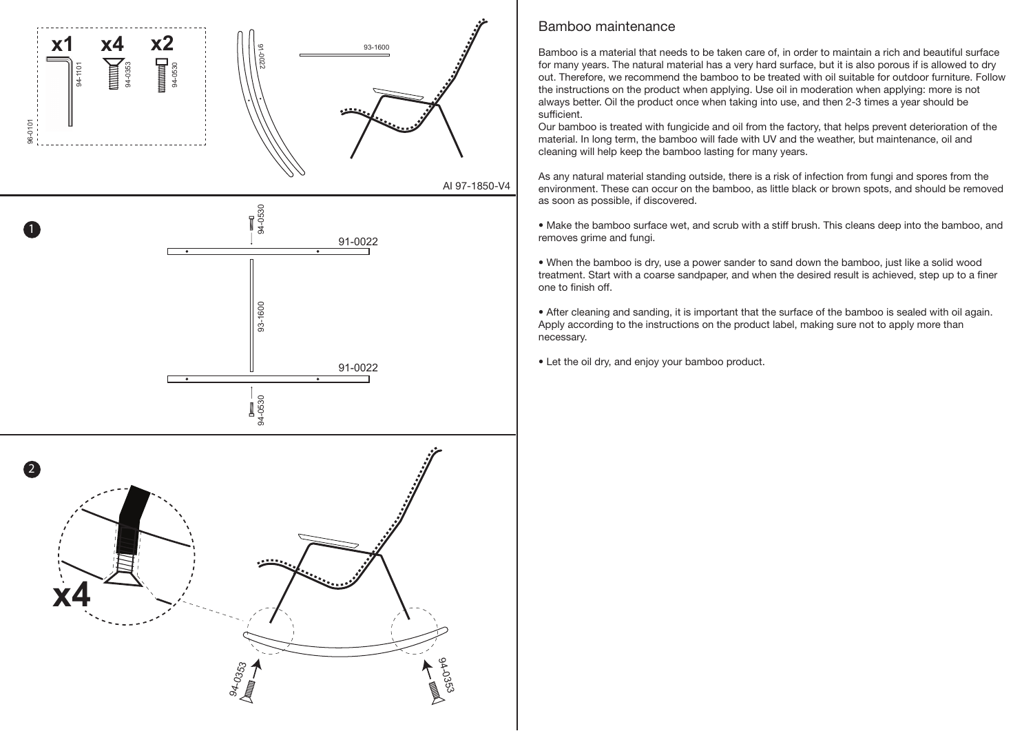x1 94-1101

x4 94-0353

x2 94-0530

96-0101

93-1600

91-0022

AI 97-1850-V4

1

94-0530

91-0022

93-1600

91-0022

94-0530

2

x4

94-0353

94-0353

## Bamboo maintenance

Bamboo is a material that needs to be taken care of, in order to maintain a rich and beautiful surface for many years. The natural material has a very hard surface, but it is also porous if is allowed to dry out. Therefore, we recommend the bamboo to be treated with oil suitable for outdoor furniture. Follow the instructions on the product when applying. Use oil in moderation when applying: more is not always better. Oil the product once when taking into use, and then 2-3 times a year should be sufficient.
Our bamboo is treated with fungicide and oil from the factory, that helps prevent deterioration of the material. In long term, the bamboo will fade with UV and the weather, but maintenance, oil and cleaning will help keep the bamboo lasting for many years.

As any natural material standing outside, there is a risk of infection from fungi and spores from the environment. These can occur on the bamboo, as little black or brown spots, and should be removed as soon as possible, if discovered.

- Make the bamboo surface wet, and scrub with a stiff brush. This cleans deep into the bamboo, and removes grime and fungi.

- When the bamboo is dry, use a power sander to sand down the bamboo, just like a solid wood treatment. Start with a coarse sandpaper, and when the desired result is achieved, step up to a finer one to finish off.

- After cleaning and sanding, it is important that the surface of the bamboo is sealed with oil again. Apply according to the instructions on the product label, making sure not to apply more than necessary.

- Let the oil dry, and enjoy your bamboo product.